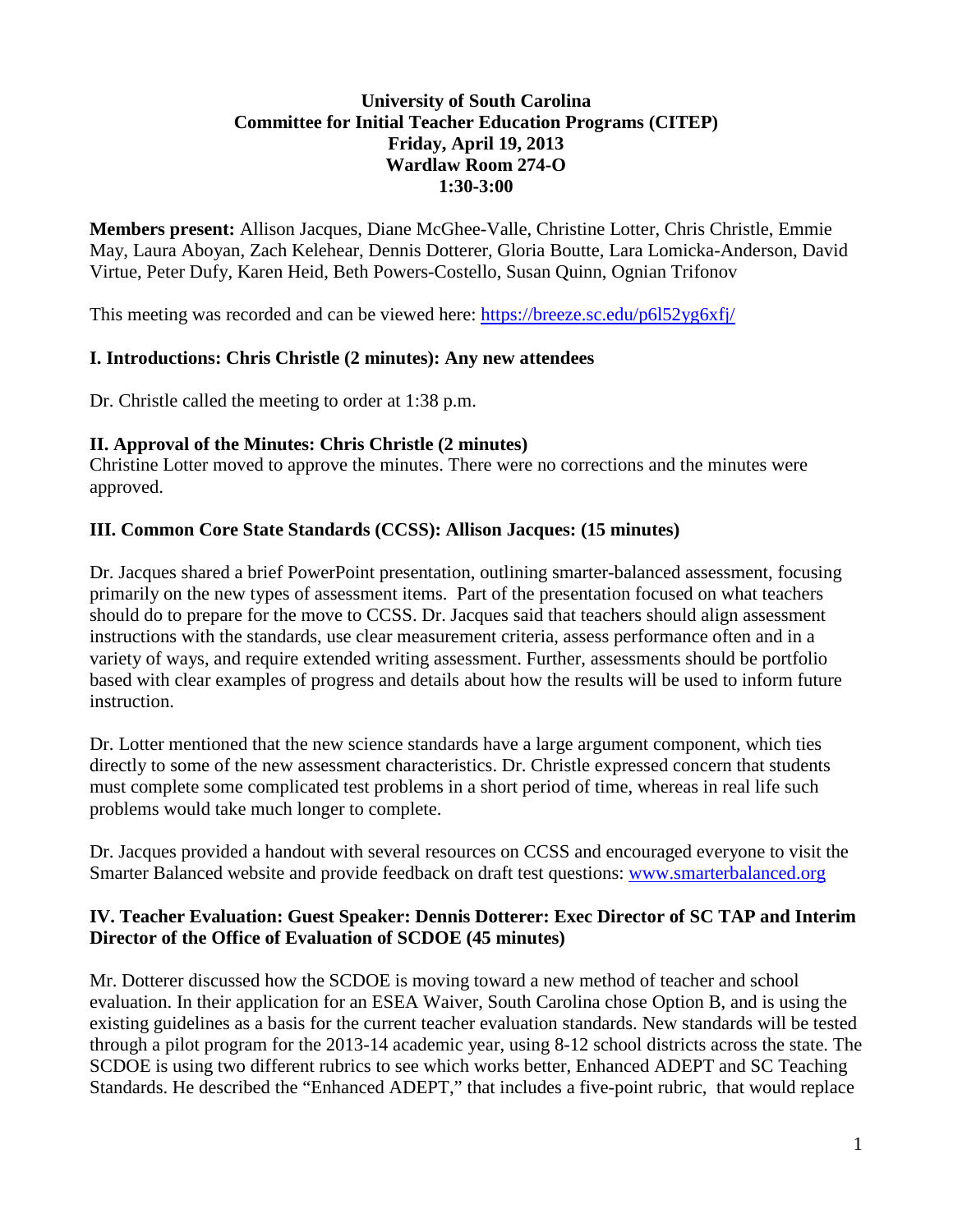**University of South Carolina**
**Committee for Initial Teacher Education Programs (CITEP)**
**Friday, April 19, 2013**
**Wardlaw Room 274-O**
**1:30-3:00**

**Members present:** Allison Jacques, Diane McGhee-Valle, Christine Lotter, Chris Christle, Emmie May, Laura Aboyan, Zach Kelehear, Dennis Dotterer, Gloria Boutte, Lara Lomicka-Anderson, David Virtue, Peter Dufy, Karen Heid, Beth Powers-Costello, Susan Quinn, Ognian Trifonov

This meeting was recorded and can be viewed here: https://breeze.sc.edu/p6l52yg6xfj/

### I. Introductions: Chris Christle (2 minutes): Any new attendees

Dr. Christle called the meeting to order at 1:38 p.m.

### II. Approval of the Minutes: Chris Christle (2 minutes)

Christine Lotter moved to approve the minutes. There were no corrections and the minutes were approved.

### III. Common Core State Standards (CCSS): Allison Jacques: (15 minutes)

Dr. Jacques shared a brief PowerPoint presentation, outlining smarter-balanced assessment, focusing primarily on the new types of assessment items. Part of the presentation focused on what teachers should do to prepare for the move to CCSS. Dr. Jacques said that teachers should align assessment instructions with the standards, use clear measurement criteria, assess performance often and in a variety of ways, and require extended writing assessment. Further, assessments should be portfolio based with clear examples of progress and details about how the results will be used to inform future instruction.

Dr. Lotter mentioned that the new science standards have a large argument component, which ties directly to some of the new assessment characteristics. Dr. Christle expressed concern that students must complete some complicated test problems in a short period of time, whereas in real life such problems would take much longer to complete.

Dr. Jacques provided a handout with several resources on CCSS and encouraged everyone to visit the Smarter Balanced website and provide feedback on draft test questions: www.smarterbalanced.org

### IV. Teacher Evaluation: Guest Speaker: Dennis Dotterer: Exec Director of SC TAP and Interim Director of the Office of Evaluation of SCDOE (45 minutes)

Mr. Dotterer discussed how the SCDOE is moving toward a new method of teacher and school evaluation. In their application for an ESEA Waiver, South Carolina chose Option B, and is using the existing guidelines as a basis for the current teacher evaluation standards. New standards will be tested through a pilot program for the 2013-14 academic year, using 8-12 school districts across the state. The SCDOE is using two different rubrics to see which works better, Enhanced ADEPT and SC Teaching Standards. He described the "Enhanced ADEPT," that includes a five-point rubric, that would replace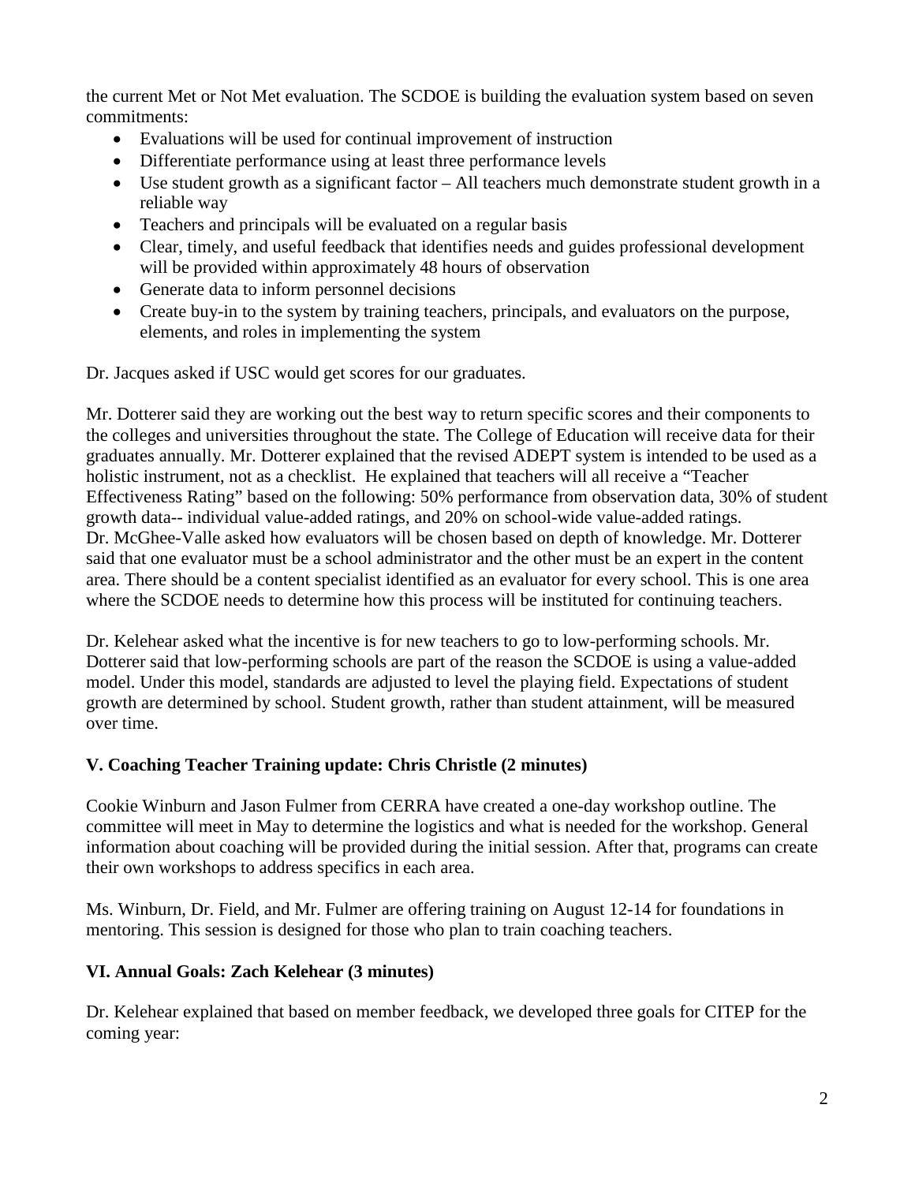the current Met or Not Met evaluation. The SCDOE is building the evaluation system based on seven commitments:

- Evaluations will be used for continual improvement of instruction
- Differentiate performance using at least three performance levels
- Use student growth as a significant factor – All teachers much demonstrate student growth in a reliable way
- Teachers and principals will be evaluated on a regular basis
- Clear, timely, and useful feedback that identifies needs and guides professional development will be provided within approximately 48 hours of observation
- Generate data to inform personnel decisions
- Create buy-in to the system by training teachers, principals, and evaluators on the purpose, elements, and roles in implementing the system

Dr. Jacques asked if USC would get scores for our graduates.

Mr. Dotterer said they are working out the best way to return specific scores and their components to the colleges and universities throughout the state. The College of Education will receive data for their graduates annually. Mr. Dotterer explained that the revised ADEPT system is intended to be used as a holistic instrument, not as a checklist. He explained that teachers will all receive a "Teacher Effectiveness Rating" based on the following: 50% performance from observation data, 30% of student growth data-- individual value-added ratings, and 20% on school-wide value-added ratings. Dr. McGhee-Valle asked how evaluators will be chosen based on depth of knowledge. Mr. Dotterer said that one evaluator must be a school administrator and the other must be an expert in the content area. There should be a content specialist identified as an evaluator for every school. This is one area where the SCDOE needs to determine how this process will be instituted for continuing teachers.

Dr. Kelehear asked what the incentive is for new teachers to go to low-performing schools. Mr. Dotterer said that low-performing schools are part of the reason the SCDOE is using a value-added model. Under this model, standards are adjusted to level the playing field. Expectations of student growth are determined by school. Student growth, rather than student attainment, will be measured over time.

### V. Coaching Teacher Training update: Chris Christle (2 minutes)

Cookie Winburn and Jason Fulmer from CERRA have created a one-day workshop outline. The committee will meet in May to determine the logistics and what is needed for the workshop. General information about coaching will be provided during the initial session. After that, programs can create their own workshops to address specifics in each area.

Ms. Winburn, Dr. Field, and Mr. Fulmer are offering training on August 12-14 for foundations in mentoring. This session is designed for those who plan to train coaching teachers.

### VI. Annual Goals: Zach Kelehear (3 minutes)

Dr. Kelehear explained that based on member feedback, we developed three goals for CITEP for the coming year: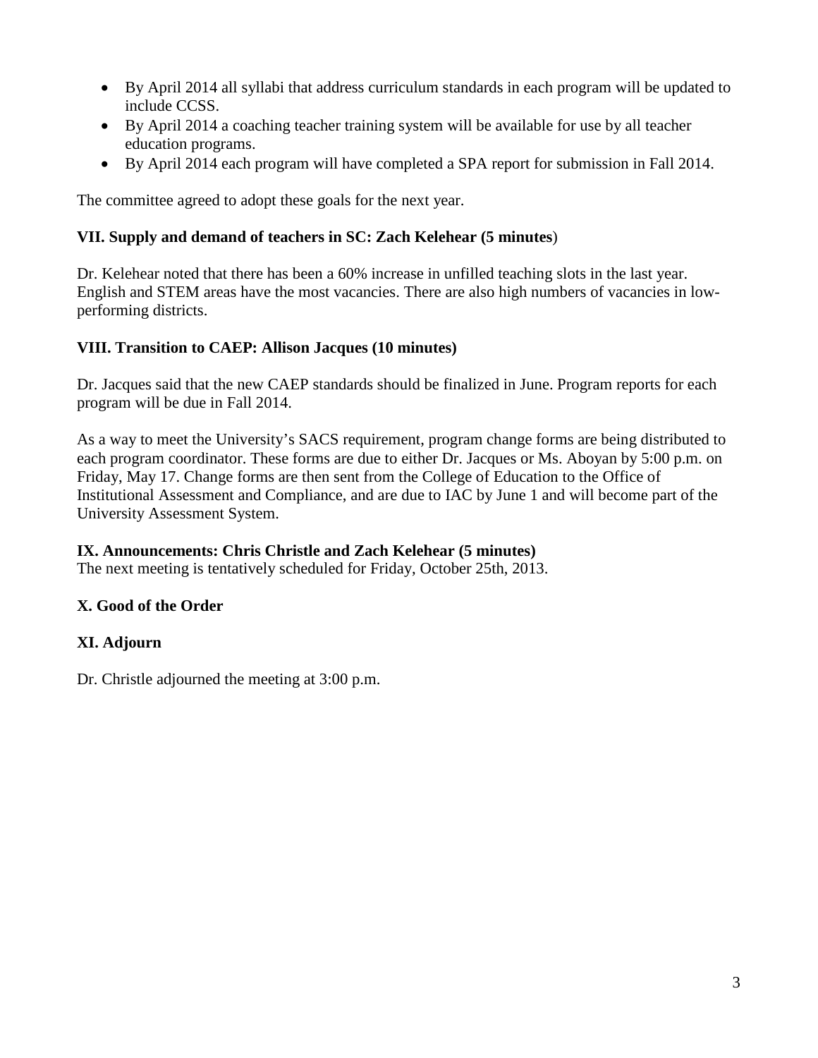- By April 2014 all syllabi that address curriculum standards in each program will be updated to include CCSS.
- By April 2014 a coaching teacher training system will be available for use by all teacher education programs.
- By April 2014 each program will have completed a SPA report for submission in Fall 2014.

The committee agreed to adopt these goals for the next year.

**VII. Supply and demand of teachers in SC: Zach Kelehear (5 minutes)**

Dr. Kelehear noted that there has been a 60% increase in unfilled teaching slots in the last year. English and STEM areas have the most vacancies. There are also high numbers of vacancies in low-performing districts.

**VIII. Transition to CAEP: Allison Jacques (10 minutes)**

Dr. Jacques said that the new CAEP standards should be finalized in June. Program reports for each program will be due in Fall 2014.

As a way to meet the University's SACS requirement, program change forms are being distributed to each program coordinator. These forms are due to either Dr. Jacques or Ms. Aboyan by 5:00 p.m. on Friday, May 17. Change forms are then sent from the College of Education to the Office of Institutional Assessment and Compliance, and are due to IAC by June 1 and will become part of the University Assessment System.

**IX. Announcements: Chris Christle and Zach Kelehear (5 minutes)**
The next meeting is tentatively scheduled for Friday, October 25th, 2013.

**X. Good of the Order**

**XI. Adjourn**

Dr. Christle adjourned the meeting at 3:00 p.m.